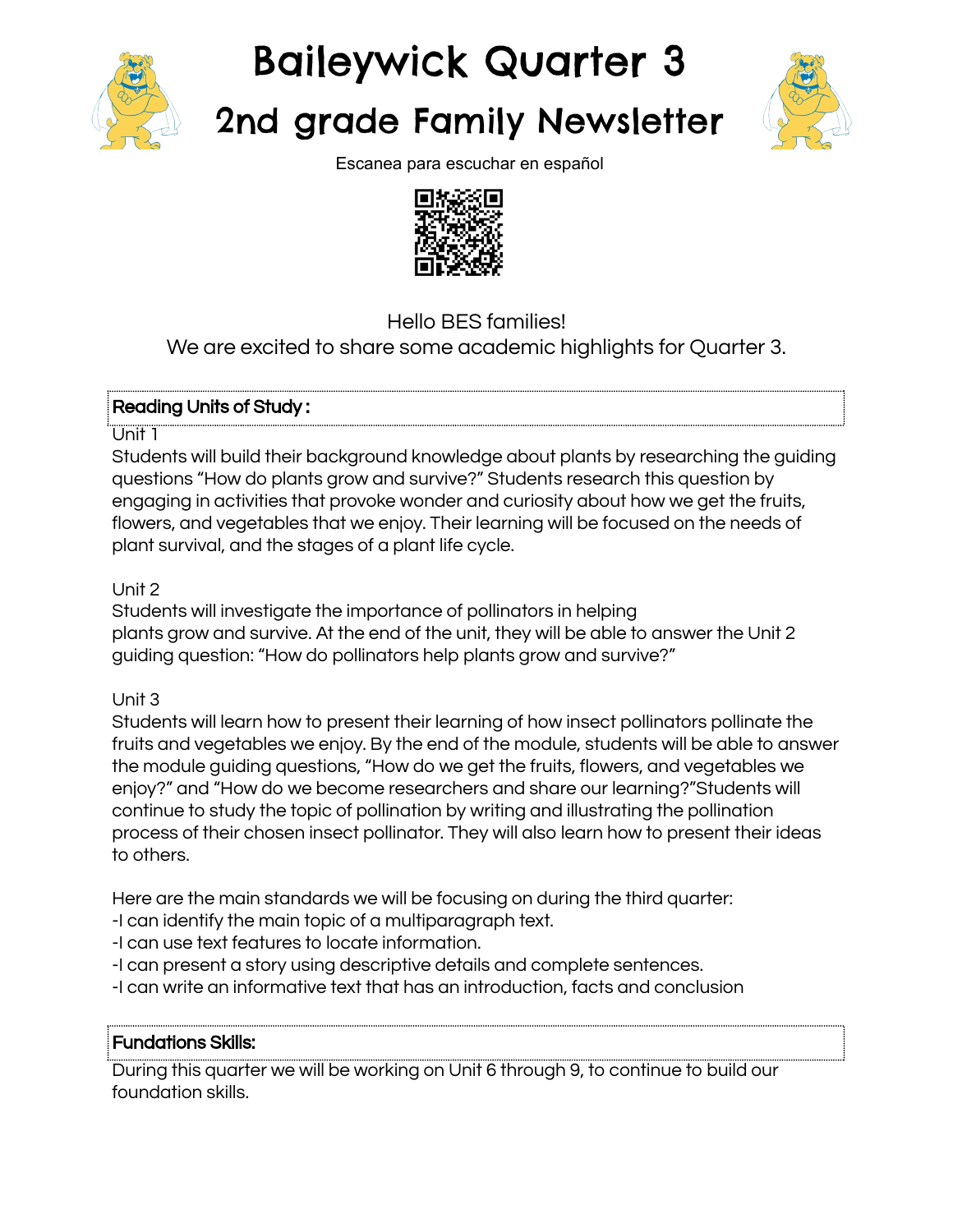# Baileywick Quarter 3

# 2nd grade Family Newsletter

Escanea para escuchar en español

Hello BES families!
We are excited to share some academic highlights for Quarter 3.

## Reading Units of Study :

Unit 1

Students will build their background knowledge about plants by researching the guiding questions "How do plants grow and survive?" Students research this question by engaging in activities that provoke wonder and curiosity about how we get the fruits, flowers, and vegetables that we enjoy. Their learning will be focused on the needs of plant survival, and the stages of a plant life cycle.

Unit 2

Students will investigate the importance of pollinators in helping plants grow and survive. At the end of the unit, they will be able to answer the Unit 2 guiding question: "How do pollinators help plants grow and survive?"

Unit 3

Students will learn how to present their learning of how insect pollinators pollinate the fruits and vegetables we enjoy. By the end of the module, students will be able to answer the module guiding questions, "How do we get the fruits, flowers, and vegetables we enjoy?" and "How do we become researchers and share our learning?"Students will continue to study the topic of pollination by writing and illustrating the pollination process of their chosen insect pollinator. They will also learn how to present their ideas to others.

Here are the main standards we will be focusing on during the third quarter:
-I can identify the main topic of a multiparagraph text.
-I can use text features to locate information.
-I can present a story using descriptive details and complete sentences.
-I can write an informative text that has an introduction, facts and conclusion

## Fundations Skills:

During this quarter we will be working on Unit 6 through 9, to continue to build our foundation skills.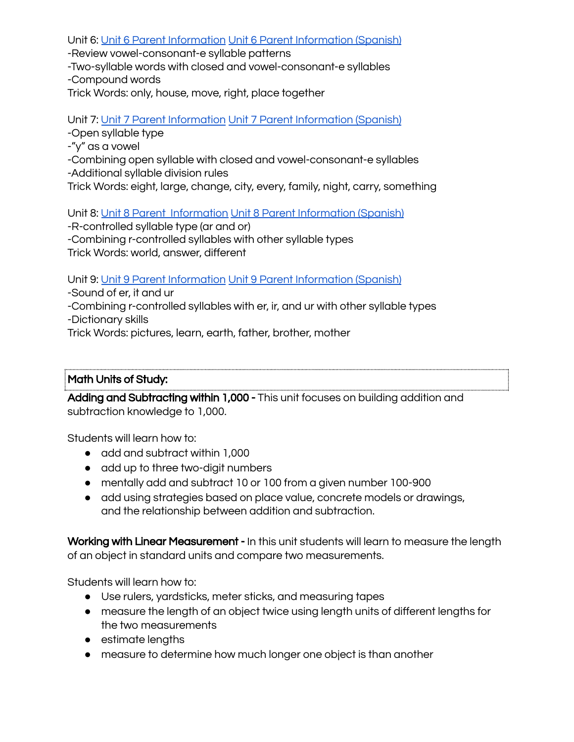Unit 6: [Unit 6 Parent Information] [Unit 6 Parent Information (Spanish)]
-Review vowel-consonant-e syllable patterns
-Two-syllable words with closed and vowel-consonant-e syllables
-Compound words
Trick Words: only, house, move, right, place together

Unit 7: [Unit 7 Parent Information] [Unit 7 Parent Information (Spanish)]
-Open syllable type
-"y" as a vowel
-Combining open syllable with closed and vowel-consonant-e syllables
-Additional syllable division rules
Trick Words: eight, large, change, city, every, family, night, carry, something

Unit 8: [Unit 8 Parent Information] [Unit 8 Parent Information (Spanish)]
-R-controlled syllable type (ar and or)
-Combining r-controlled syllables with other syllable types
Trick Words: world, answer, different

Unit 9: [Unit 9 Parent Information] [Unit 9 Parent Information (Spanish)]
-Sound of er, it and ur
-Combining r-controlled syllables with er, ir, and ur with other syllable types
-Dictionary skills
Trick Words: pictures, learn, earth, father, brother, mother

**Math Units of Study:**

**Adding and Subtracting within 1,000 -** This unit focuses on building addition and subtraction knowledge to 1,000.

Students will learn how to:

- add and subtract within 1,000
- add up to three two-digit numbers
- mentally add and subtract 10 or 100 from a given number 100-900
- add using strategies based on place value, concrete models or drawings, and the relationship between addition and subtraction.

**Working with Linear Measurement -** In this unit students will learn to measure the length of an object in standard units and compare two measurements.

Students will learn how to:

- Use rulers, yardsticks, meter sticks, and measuring tapes
- measure the length of an object twice using length units of different lengths for the two measurements
- estimate lengths
- measure to determine how much longer one object is than another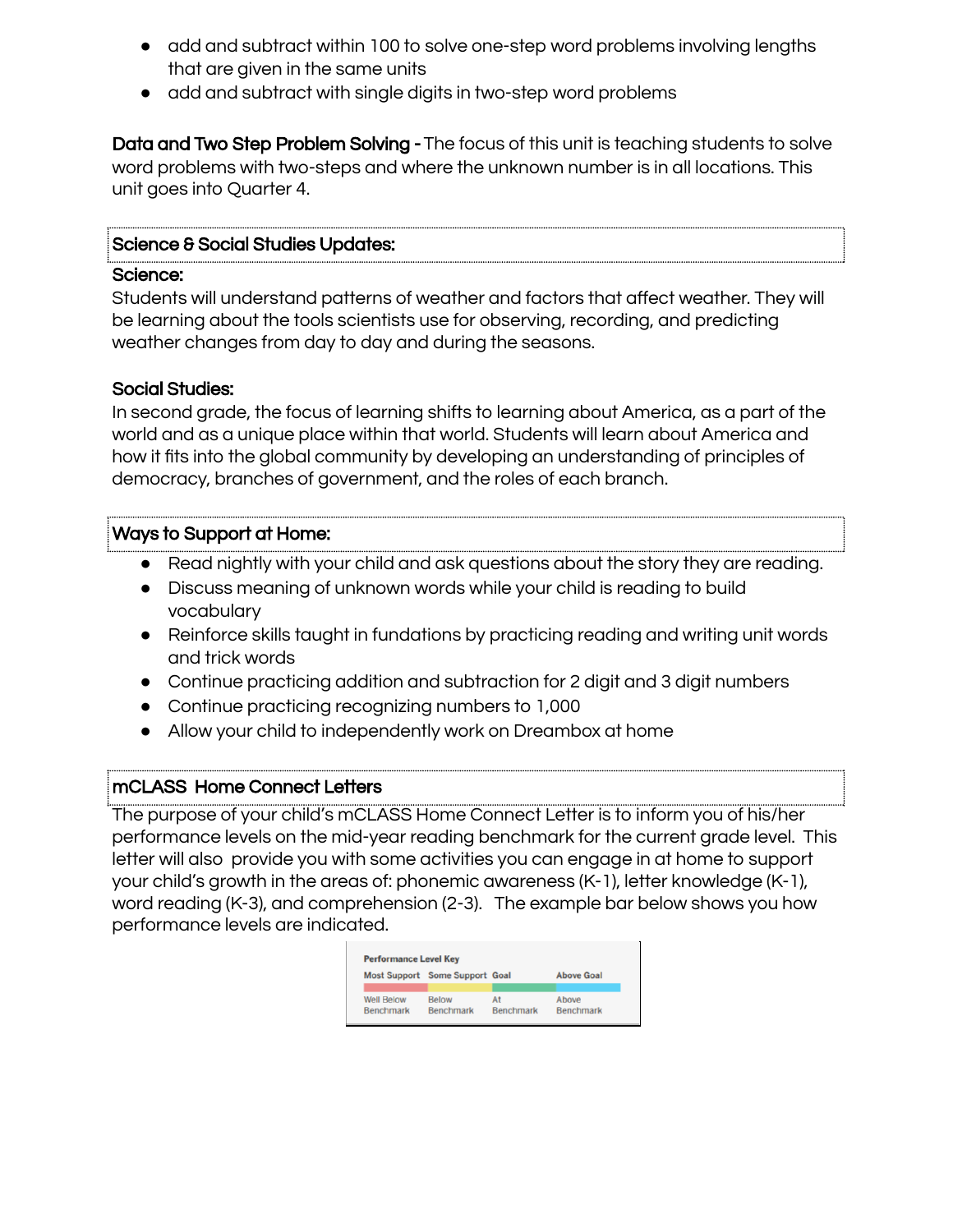- add and subtract within 100 to solve one-step word problems involving lengths that are given in the same units
- add and subtract with single digits in two-step word problems

**Data and Two Step Problem Solving -** The focus of this unit is teaching students to solve word problems with two-steps and where the unknown number is in all locations. This unit goes into Quarter 4.

## Science & Social Studies Updates:

### Science:

Students will understand patterns of weather and factors that affect weather. They will be learning about the tools scientists use for observing, recording, and predicting weather changes from day to day and during the seasons.

### Social Studies:

In second grade, the focus of learning shifts to learning about America, as a part of the world and as a unique place within that world. Students will learn about America and how it fits into the global community by developing an understanding of principles of democracy, branches of government, and the roles of each branch.

## Ways to Support at Home:

- Read nightly with your child and ask questions about the story they are reading.
- Discuss meaning of unknown words while your child is reading to build vocabulary
- Reinforce skills taught in fundations by practicing reading and writing unit words and trick words
- Continue practicing addition and subtraction for 2 digit and 3 digit numbers
- Continue practicing recognizing numbers to 1,000
- Allow your child to independently work on Dreambox at home

## mCLASS Home Connect Letters

The purpose of your child's mCLASS Home Connect Letter is to inform you of his/her performance levels on the mid-year reading benchmark for the current grade level. This letter will also provide you with some activities you can engage in at home to support your child's growth in the areas of: phonemic awareness (K-1), letter knowledge (K-1), word reading (K-3), and comprehension (2-3). The example bar below shows you how performance levels are indicated.

Performance Level Key

Most Support — Some Support — Goal — Above Goal

Well Below Benchmark — Below Benchmark — At Benchmark — Above Benchmark